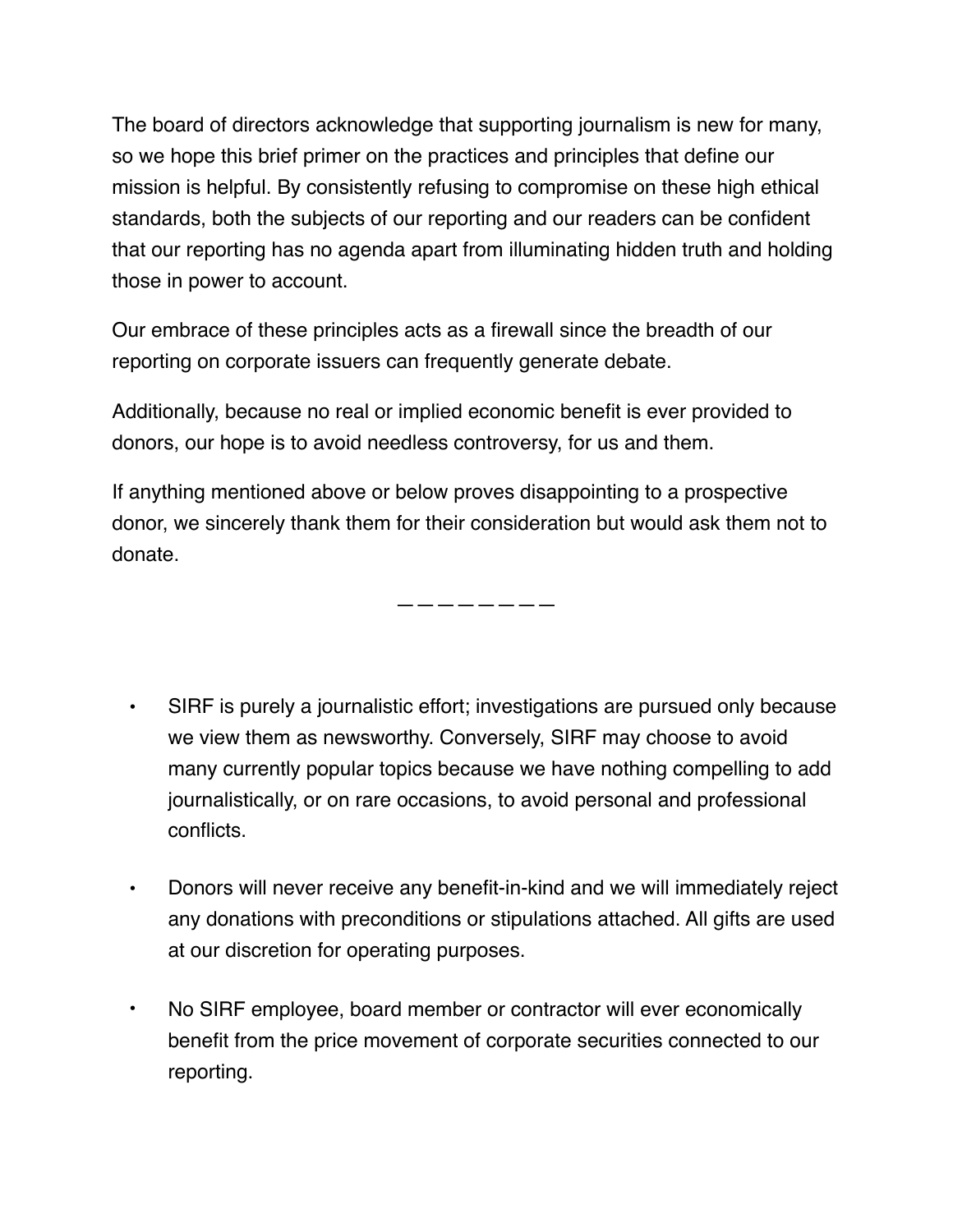The board of directors acknowledge that supporting journalism is new for many, so we hope this brief primer on the practices and principles that define our mission is helpful. By consistently refusing to compromise on these high ethical standards, both the subjects of our reporting and our readers can be confident that our reporting has no agenda apart from illuminating hidden truth and holding those in power to account.

Our embrace of these principles acts as a firewall since the breadth of our reporting on corporate issuers can frequently generate debate.

Additionally, because no real or implied economic benefit is ever provided to donors, our hope is to avoid needless controversy, for us and them.

If anything mentioned above or below proves disappointing to a prospective donor, we sincerely thank them for their consideration but would ask them not to donate.

————————

- SIRF is purely a journalistic effort; investigations are pursued only because we view them as newsworthy. Conversely, SIRF may choose to avoid many currently popular topics because we have nothing compelling to add journalistically, or on rare occasions, to avoid personal and professional conflicts.

- Donors will never receive any benefit-in-kind and we will immediately reject any donations with preconditions or stipulations attached. All gifts are used at our discretion for operating purposes.

- No SIRF employee, board member or contractor will ever economically benefit from the price movement of corporate securities connected to our reporting.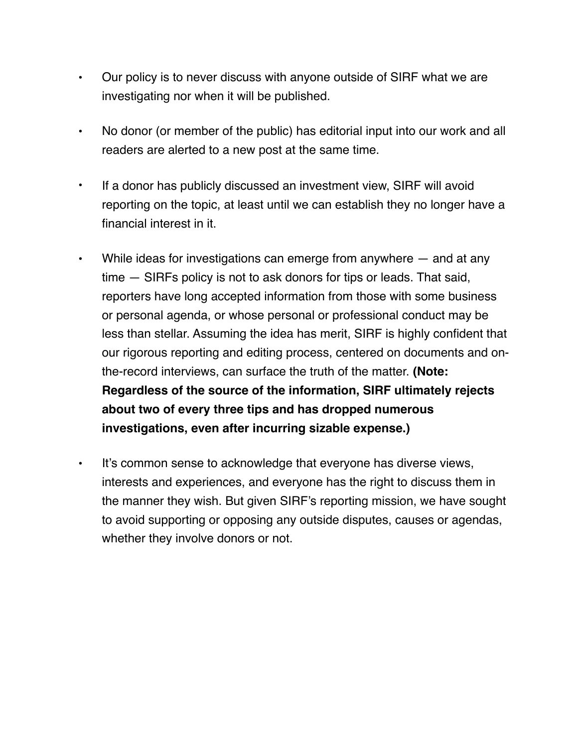- Our policy is to never discuss with anyone outside of SIRF what we are investigating nor when it will be published.

- No donor (or member of the public) has editorial input into our work and all readers are alerted to a new post at the same time.

- If a donor has publicly discussed an investment view, SIRF will avoid reporting on the topic, at least until we can establish they no longer have a financial interest in it.

- While ideas for investigations can emerge from anywhere — and at any time — SIRFs policy is not to ask donors for tips or leads. That said, reporters have long accepted information from those with some business or personal agenda, or whose personal or professional conduct may be less than stellar. Assuming the idea has merit, SIRF is highly confident that our rigorous reporting and editing process, centered on documents and on-the-record interviews, can surface the truth of the matter. **(Note: Regardless of the source of the information, SIRF ultimately rejects about two of every three tips and has dropped numerous investigations, even after incurring sizable expense.)**

- It's common sense to acknowledge that everyone has diverse views, interests and experiences, and everyone has the right to discuss them in the manner they wish. But given SIRF's reporting mission, we have sought to avoid supporting or opposing any outside disputes, causes or agendas, whether they involve donors or not.